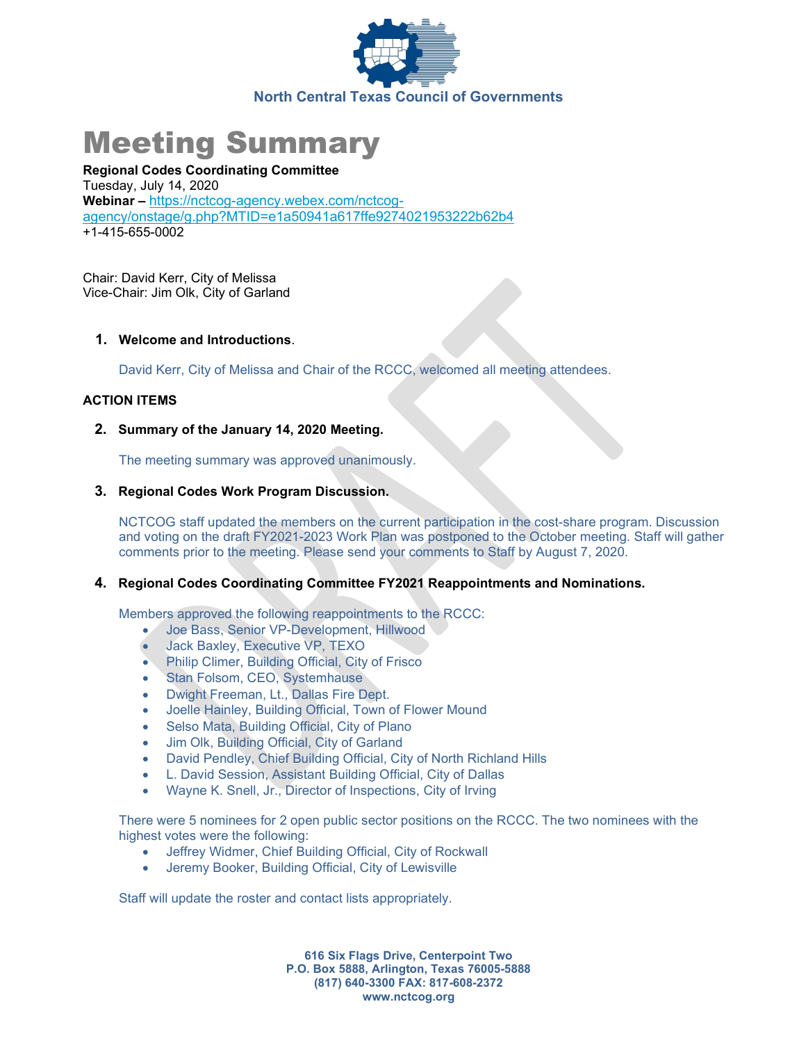North Central Texas Council of Governments

# Meeting Summary

**Regional Codes Coordinating Committee**
Tuesday, July 14, 2020
**Webinar –** https://nctcog-agency.webex.com/nctcog-agency/onstage/g.php?MTID=e1a50941a617ffe9274021953222b62b4
+1-415-655-0002

Chair: David Kerr, City of Melissa
Vice-Chair: Jim Olk, City of Garland

1. **Welcome and Introductions**.

   David Kerr, City of Melissa and Chair of the RCCC, welcomed all meeting attendees.

**ACTION ITEMS**

2. **Summary of the January 14, 2020 Meeting.**

   The meeting summary was approved unanimously.

3. **Regional Codes Work Program Discussion.**

   NCTCOG staff updated the members on the current participation in the cost-share program. Discussion and voting on the draft FY2021-2023 Work Plan was postponed to the October meeting. Staff will gather comments prior to the meeting. Please send your comments to Staff by August 7, 2020.

4. **Regional Codes Coordinating Committee FY2021 Reappointments and Nominations.**

   Members approved the following reappointments to the RCCC:
   - Joe Bass, Senior VP-Development, Hillwood
   - Jack Baxley, Executive VP, TEXO
   - Philip Climer, Building Official, City of Frisco
   - Stan Folsom, CEO, Systemhause
   - Dwight Freeman, Lt., Dallas Fire Dept.
   - Joelle Hainley, Building Official, Town of Flower Mound
   - Selso Mata, Building Official, City of Plano
   - Jim Olk, Building Official, City of Garland
   - David Pendley, Chief Building Official, City of North Richland Hills
   - L. David Session, Assistant Building Official, City of Dallas
   - Wayne K. Snell, Jr., Director of Inspections, City of Irving

   There were 5 nominees for 2 open public sector positions on the RCCC. The two nominees with the highest votes were the following:
   - Jeffrey Widmer, Chief Building Official, City of Rockwall
   - Jeremy Booker, Building Official, City of Lewisville

   Staff will update the roster and contact lists appropriately.

**616 Six Flags Drive, Centerpoint Two**
**P.O. Box 5888, Arlington, Texas 76005-5888**
**(817) 640-3300 FAX: 817-608-2372**
**www.nctcog.org**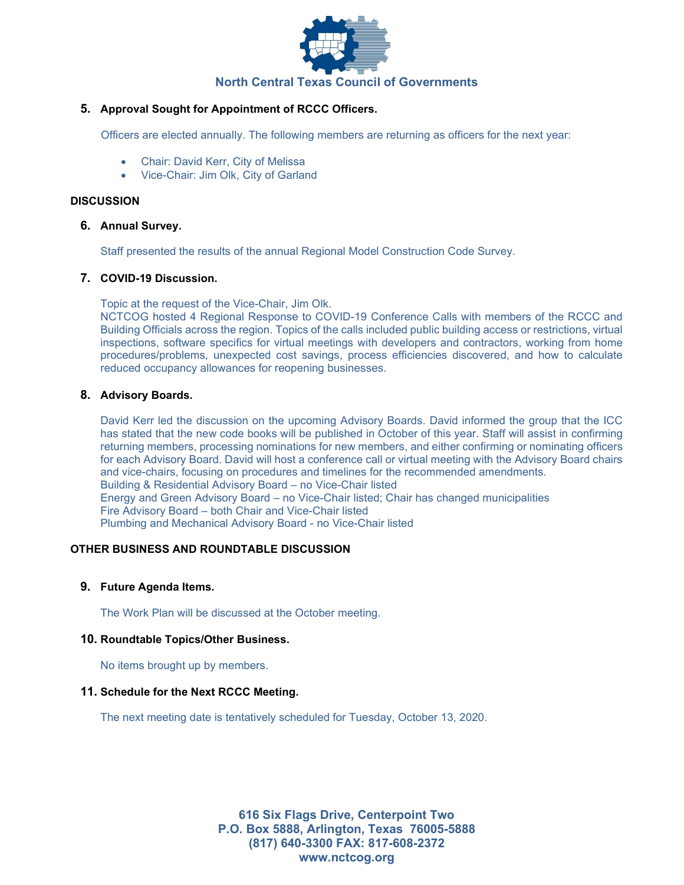5. **Approval Sought for Appointment of RCCC Officers.**

   Officers are elected annually. The following members are returning as officers for the next year:

   - Chair: David Kerr, City of Melissa
   - Vice-Chair: Jim Olk, City of Garland

**DISCUSSION**

6. **Annual Survey.**

   Staff presented the results of the annual Regional Model Construction Code Survey.

7. **COVID-19 Discussion.**

   Topic at the request of the Vice-Chair, Jim Olk.
   NCTCOG hosted 4 Regional Response to COVID-19 Conference Calls with members of the RCCC and Building Officials across the region. Topics of the calls included public building access or restrictions, virtual inspections, software specifics for virtual meetings with developers and contractors, working from home procedures/problems, unexpected cost savings, process efficiencies discovered, and how to calculate reduced occupancy allowances for reopening businesses.

8. **Advisory Boards.**

   David Kerr led the discussion on the upcoming Advisory Boards. David informed the group that the ICC has stated that the new code books will be published in October of this year. Staff will assist in confirming returning members, processing nominations for new members, and either confirming or nominating officers for each Advisory Board. David will host a conference call or virtual meeting with the Advisory Board chairs and vice-chairs, focusing on procedures and timelines for the recommended amendments.
   Building & Residential Advisory Board – no Vice-Chair listed
   Energy and Green Advisory Board – no Vice-Chair listed; Chair has changed municipalities
   Fire Advisory Board – both Chair and Vice-Chair listed
   Plumbing and Mechanical Advisory Board - no Vice-Chair listed

**OTHER BUSINESS AND ROUNDTABLE DISCUSSION**

9. **Future Agenda Items.**

   The Work Plan will be discussed at the October meeting.

10. **Roundtable Topics/Other Business.**

    No items brought up by members.

11. **Schedule for the Next RCCC Meeting.**

    The next meeting date is tentatively scheduled for Tuesday, October 13, 2020.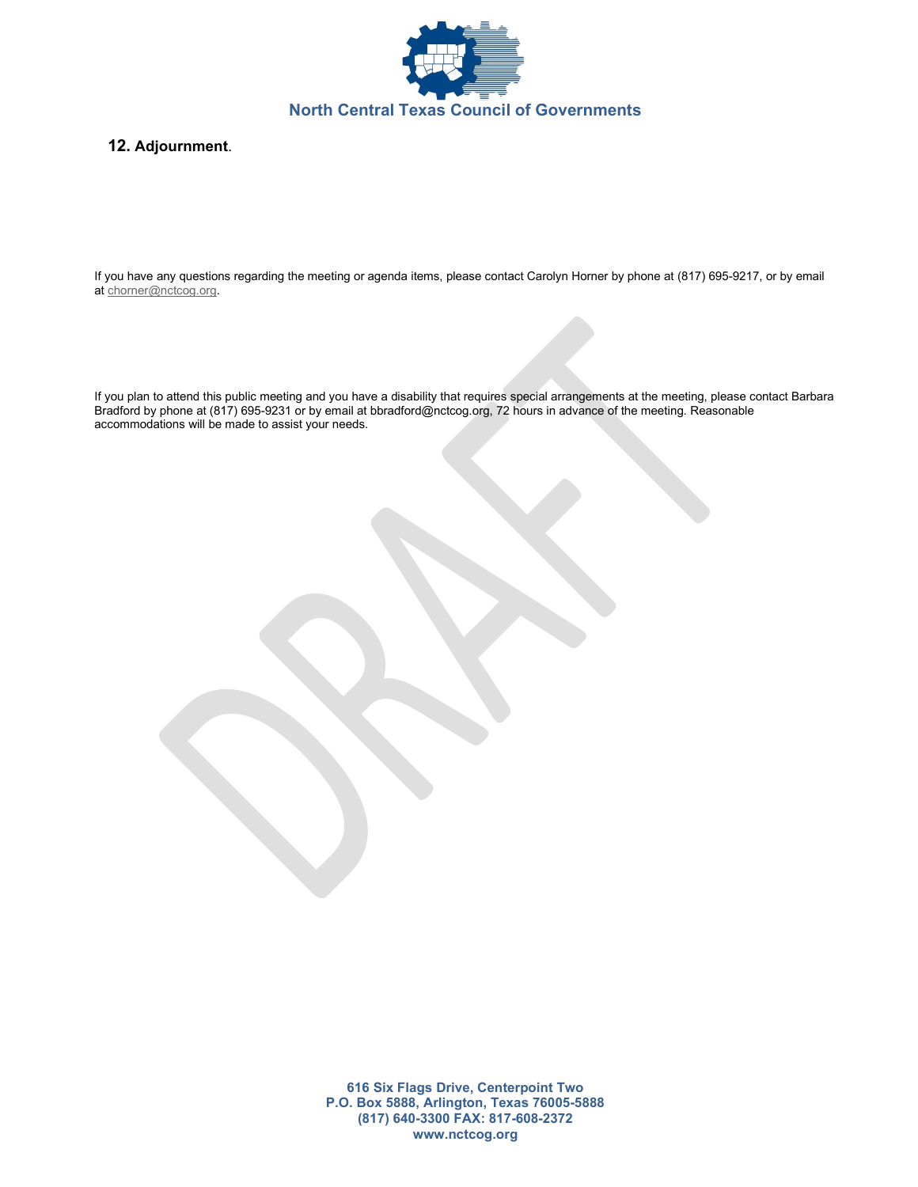**North Central Texas Council of Governments**

**12. Adjournment**.

If you have any questions regarding the meeting or agenda items, please contact Carolyn Horner by phone at (817) 695-9217, or by email at chorner@nctcog.org.

If you plan to attend this public meeting and you have a disability that requires special arrangements at the meeting, please contact Barbara Bradford by phone at (817) 695-9231 or by email at bbradford@nctcog.org, 72 hours in advance of the meeting. Reasonable accommodations will be made to assist your needs.

**616 Six Flags Drive, Centerpoint Two**
**P.O. Box 5888, Arlington, Texas 76005-5888**
**(817) 640-3300 FAX: 817-608-2372**
**www.nctcog.org**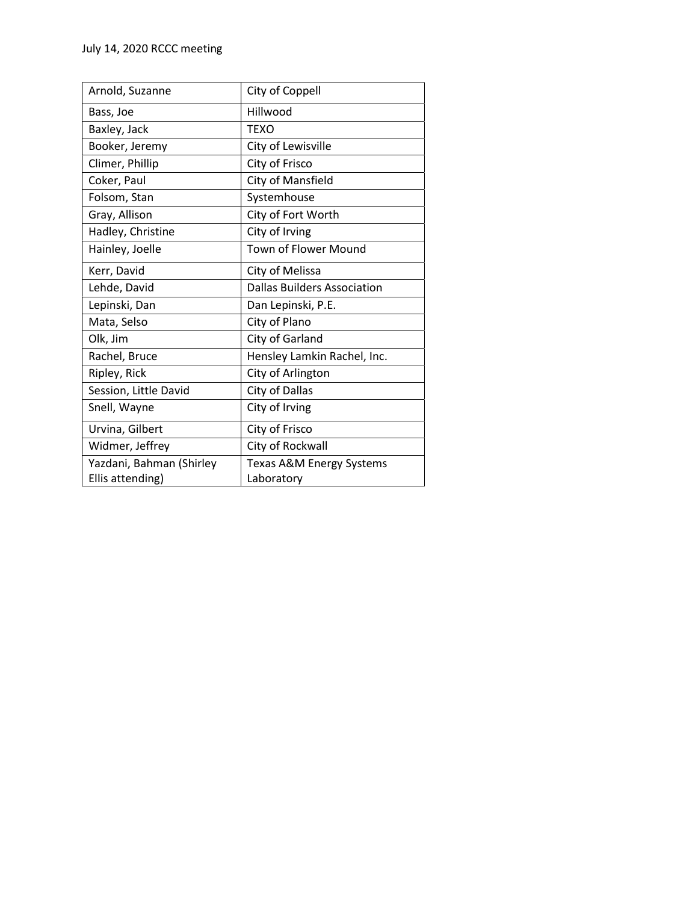July 14, 2020 RCCC meeting

| | |
|---|---|
| Arnold, Suzanne | City of Coppell |
| Bass, Joe | Hillwood |
| Baxley, Jack | TEXO |
| Booker, Jeremy | City of Lewisville |
| Climer, Phillip | City of Frisco |
| Coker, Paul | City of Mansfield |
| Folsom, Stan | Systemhouse |
| Gray, Allison | City of Fort Worth |
| Hadley, Christine | City of Irving |
| Hainley, Joelle | Town of Flower Mound |
| Kerr, David | City of Melissa |
| Lehde, David | Dallas Builders Association |
| Lepinski, Dan | Dan Lepinski, P.E. |
| Mata, Selso | City of Plano |
| Olk, Jim | City of Garland |
| Rachel, Bruce | Hensley Lamkin Rachel, Inc. |
| Ripley, Rick | City of Arlington |
| Session, Little David | City of Dallas |
| Snell, Wayne | City of Irving |
| Urvina, Gilbert | City of Frisco |
| Widmer, Jeffrey | City of Rockwall |
| Yazdani, Bahman (Shirley Ellis attending) | Texas A&M Energy Systems Laboratory |